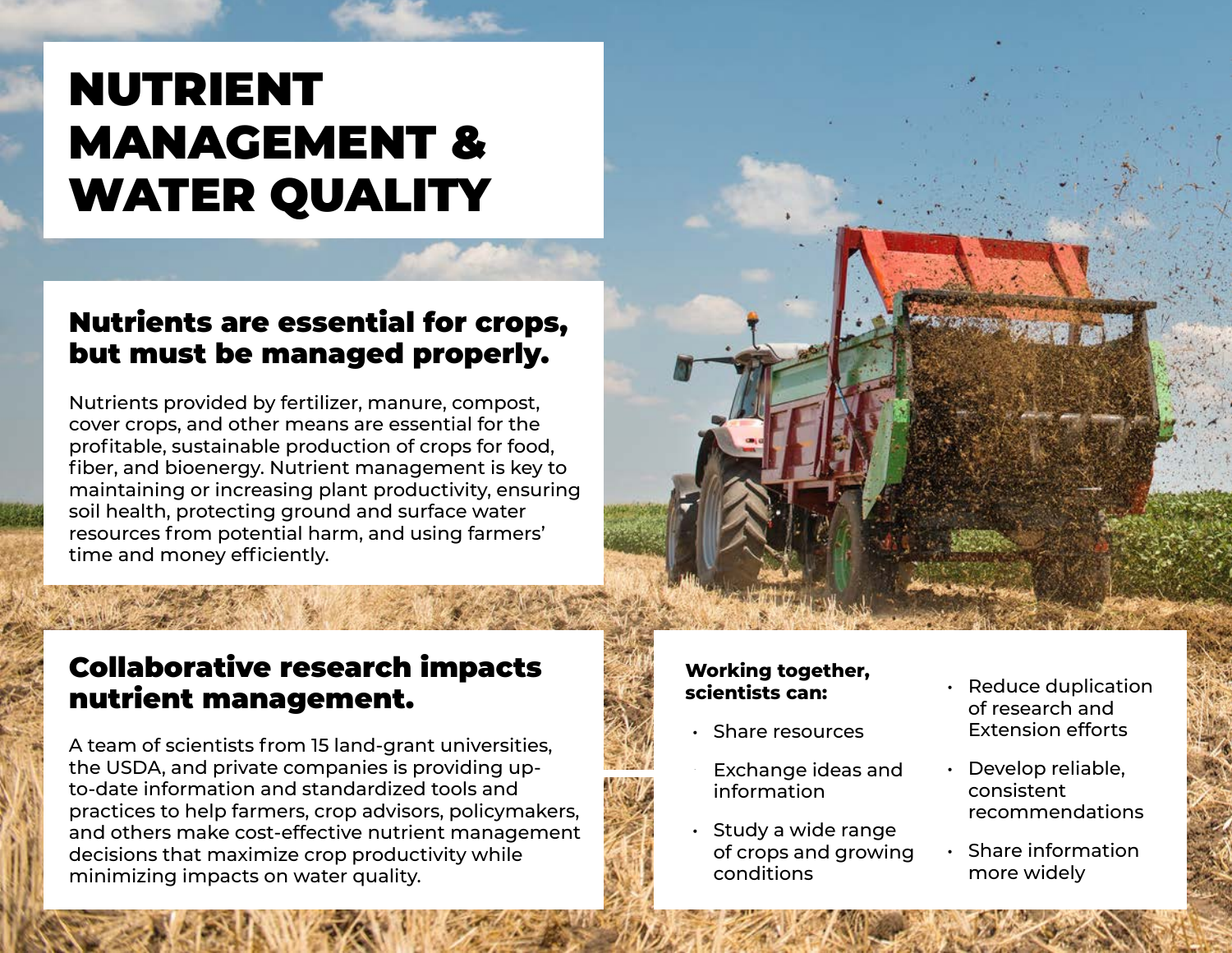# NUTRIENT MANAGEMENT & WATER QUALITY

## Nutrients are essential for crops, but must be managed properly.

Nutrients provided by fertilizer, manure, compost, cover crops, and other means are essential for the profitable, sustainable production of crops for food, fiber, and bioenergy. Nutrient management is key to maintaining or increasing plant productivity, ensuring soil health, protecting ground and surface water resources from potential harm, and using farmers' time and money efficiently.

## Collaborative research impacts nutrient management.

A team of scientists from 15 land-grant universities, the USDA, and private companies is providing up-to-date information and standardized tools and practices to help farmers, crop advisors, policymakers, and others make cost-effective nutrient management decisions that maximize crop productivity while minimizing impacts on water quality.

**Working together, scientists can:**

- Share resources
- Exchange ideas and information
- Study a wide range of crops and growing conditions
- Reduce duplication of research and Extension efforts
- Develop reliable, consistent recommendations
- Share information more widely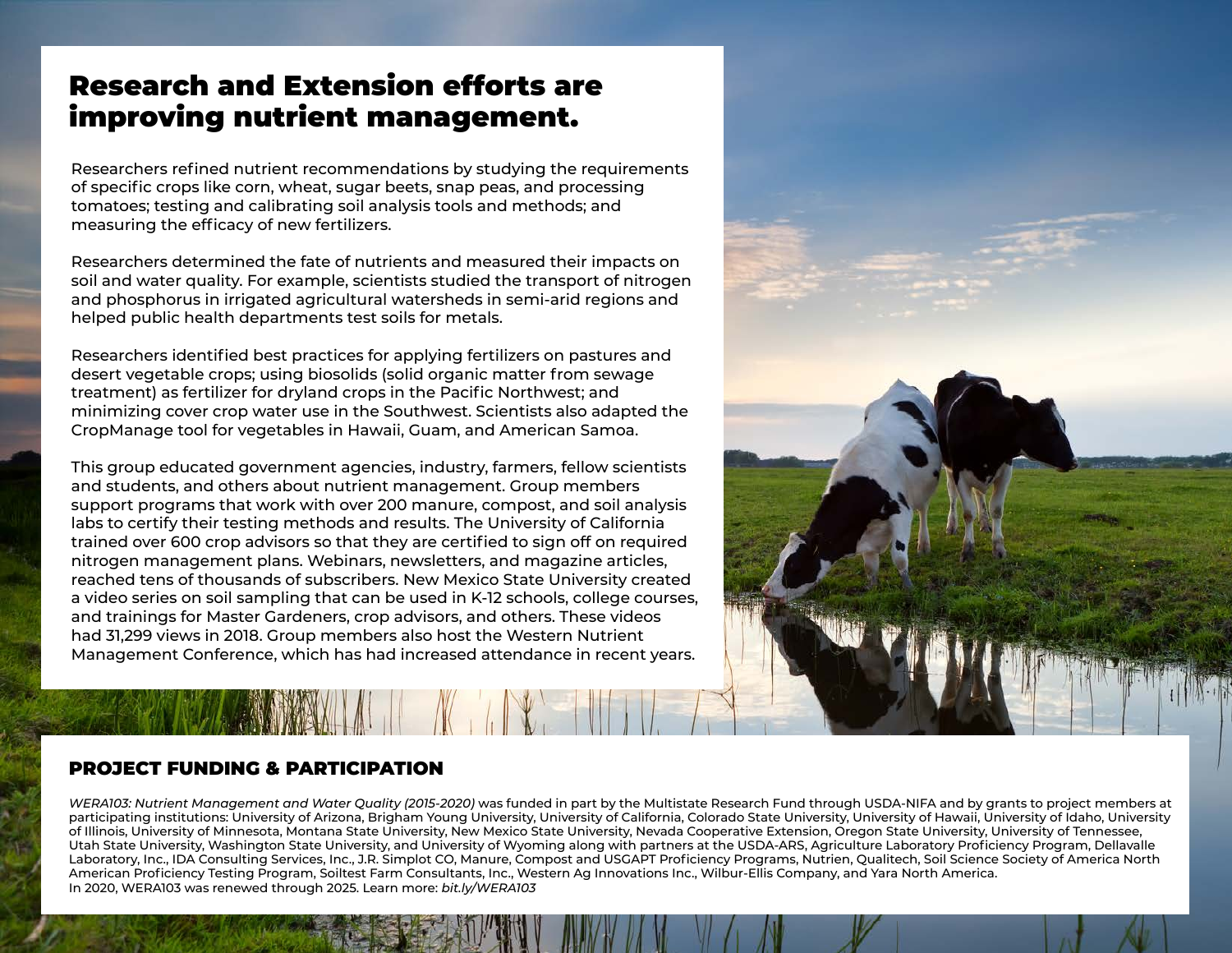# Research and Extension efforts are improving nutrient management.

Researchers refined nutrient recommendations by studying the requirements of specific crops like corn, wheat, sugar beets, snap peas, and processing tomatoes; testing and calibrating soil analysis tools and methods; and measuring the efficacy of new fertilizers.

Researchers determined the fate of nutrients and measured their impacts on soil and water quality. For example, scientists studied the transport of nitrogen and phosphorus in irrigated agricultural watersheds in semi-arid regions and helped public health departments test soils for metals.

Researchers identified best practices for applying fertilizers on pastures and desert vegetable crops; using biosolids (solid organic matter from sewage treatment) as fertilizer for dryland crops in the Pacific Northwest; and minimizing cover crop water use in the Southwest. Scientists also adapted the CropManage tool for vegetables in Hawaii, Guam, and American Samoa.

This group educated government agencies, industry, farmers, fellow scientists and students, and others about nutrient management. Group members support programs that work with over 200 manure, compost, and soil analysis labs to certify their testing methods and results. The University of California trained over 600 crop advisors so that they are certified to sign off on required nitrogen management plans. Webinars, newsletters, and magazine articles, reached tens of thousands of subscribers. New Mexico State University created a video series on soil sampling that can be used in K-12 schools, college courses, and trainings for Master Gardeners, crop advisors, and others. These videos had 31,299 views in 2018. Group members also host the Western Nutrient Management Conference, which has had increased attendance in recent years.

## PROJECT FUNDING & PARTICIPATION

*WERA103: Nutrient Management and Water Quality (2015-2020)* was funded in part by the Multistate Research Fund through USDA-NIFA and by grants to project members at participating institutions: University of Arizona, Brigham Young University, University of California, Colorado State University, University of Hawaii, University of Idaho, University of Illinois, University of Minnesota, Montana State University, New Mexico State University, Nevada Cooperative Extension, Oregon State University, University of Tennessee, Utah State University, Washington State University, and University of Wyoming along with partners at the USDA-ARS, Agriculture Laboratory Proficiency Program, Dellavalle Laboratory, Inc., IDA Consulting Services, Inc., J.R. Simplot CO, Manure, Compost and USGAPT Proficiency Programs, Nutrien, Qualitech, Soil Science Society of America North American Proficiency Testing Program, Soiltest Farm Consultants, Inc., Western Ag Innovations Inc., Wilbur-Ellis Company, and Yara North America.
In 2020, WERA103 was renewed through 2025. Learn more: *bit.ly/WERA103*